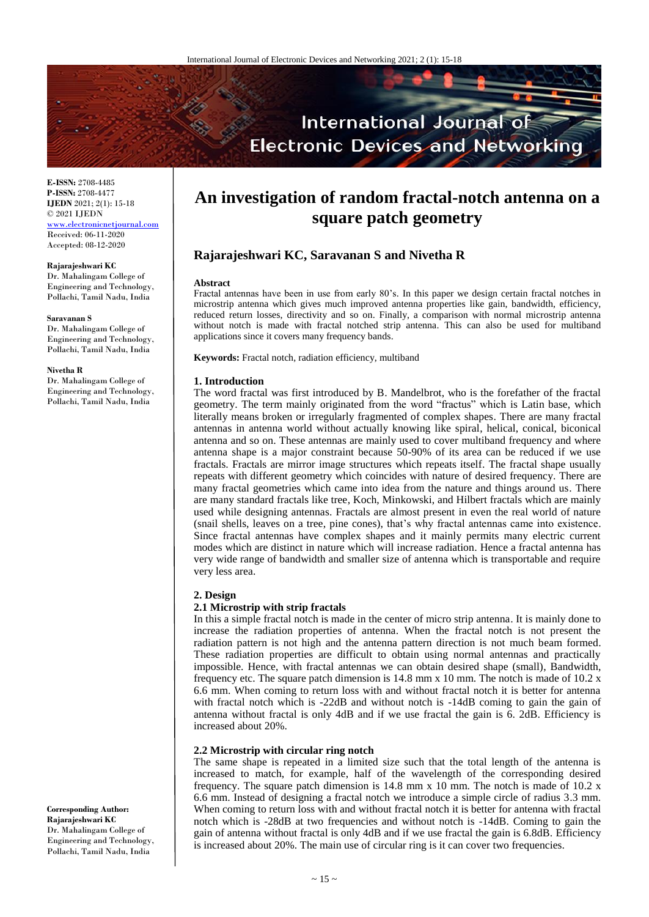# An investigation of random fractal-notch antenna on a square patch geometry

**Rajarajeshwari KC, Saravanan S and Nivetha R**

**E-ISSN:** 2708-4485
**P-ISSN:** 2708-4477
**IJEDN** 2021; 2(1): 15-18
© 2021 IJEDN
www.electronicnetjournal.com
Received: 06-11-2020
Accepted: 08-12-2020

**Rajarajeshwari KC**
Dr. Mahalingam College of Engineering and Technology, Pollachi, Tamil Nadu, India

**Saravanan S**
Dr. Mahalingam College of Engineering and Technology, Pollachi, Tamil Nadu, India

**Nivetha R**
Dr. Mahalingam College of Engineering and Technology, Pollachi, Tamil Nadu, India

**Corresponding Author:**
**Rajarajeshwari KC**
Dr. Mahalingam College of Engineering and Technology, Pollachi, Tamil Nadu, India

**Abstract**

Fractal antennas have been in use from early 80's. In this paper we design certain fractal notches in microstrip antenna which gives much improved antenna properties like gain, bandwidth, efficiency, reduced return losses, directivity and so on. Finally, a comparison with normal microstrip antenna without notch is made with fractal notched strip antenna. This can also be used for multiband applications since it covers many frequency bands.

**Keywords:** Fractal notch, radiation efficiency, multiband

## 1. Introduction

The word fractal was first introduced by B. Mandelbrot, who is the forefather of the fractal geometry. The term mainly originated from the word "fractus" which is Latin base, which literally means broken or irregularly fragmented of complex shapes. There are many fractal antennas in antenna world without actually knowing like spiral, helical, conical, biconical antenna and so on. These antennas are mainly used to cover multiband frequency and where antenna shape is a major constraint because 50-90% of its area can be reduced if we use fractals. Fractals are mirror image structures which repeats itself. The fractal shape usually repeats with different geometry which coincides with nature of desired frequency. There are many fractal geometries which came into idea from the nature and things around us. There are many standard fractals like tree, Koch, Minkowski, and Hilbert fractals which are mainly used while designing antennas. Fractals are almost present in even the real world of nature (snail shells, leaves on a tree, pine cones), that's why fractal antennas came into existence. Since fractal antennas have complex shapes and it mainly permits many electric current modes which are distinct in nature which will increase radiation. Hence a fractal antenna has very wide range of bandwidth and smaller size of antenna which is transportable and require very less area.

## 2. Design

### 2.1 Microstrip with strip fractals

In this a simple fractal notch is made in the center of micro strip antenna. It is mainly done to increase the radiation properties of antenna. When the fractal notch is not present the radiation pattern is not high and the antenna pattern direction is not much beam formed. These radiation properties are difficult to obtain using normal antennas and practically impossible. Hence, with fractal antennas we can obtain desired shape (small), Bandwidth, frequency etc. The square patch dimension is 14.8 mm x 10 mm. The notch is made of 10.2 x 6.6 mm. When coming to return loss with and without fractal notch it is better for antenna with fractal notch which is -22dB and without notch is -14dB coming to gain the gain of antenna without fractal is only 4dB and if we use fractal the gain is 6. 2dB. Efficiency is increased about 20%.

### 2.2 Microstrip with circular ring notch

The same shape is repeated in a limited size such that the total length of the antenna is increased to match, for example, half of the wavelength of the corresponding desired frequency. The square patch dimension is 14.8 mm x 10 mm. The notch is made of 10.2 x 6.6 mm. Instead of designing a fractal notch we introduce a simple circle of radius 3.3 mm. When coming to return loss with and without fractal notch it is better for antenna with fractal notch which is -28dB at two frequencies and without notch is -14dB. Coming to gain the gain of antenna without fractal is only 4dB and if we use fractal the gain is 6.8dB. Efficiency is increased about 20%. The main use of circular ring is it can cover two frequencies.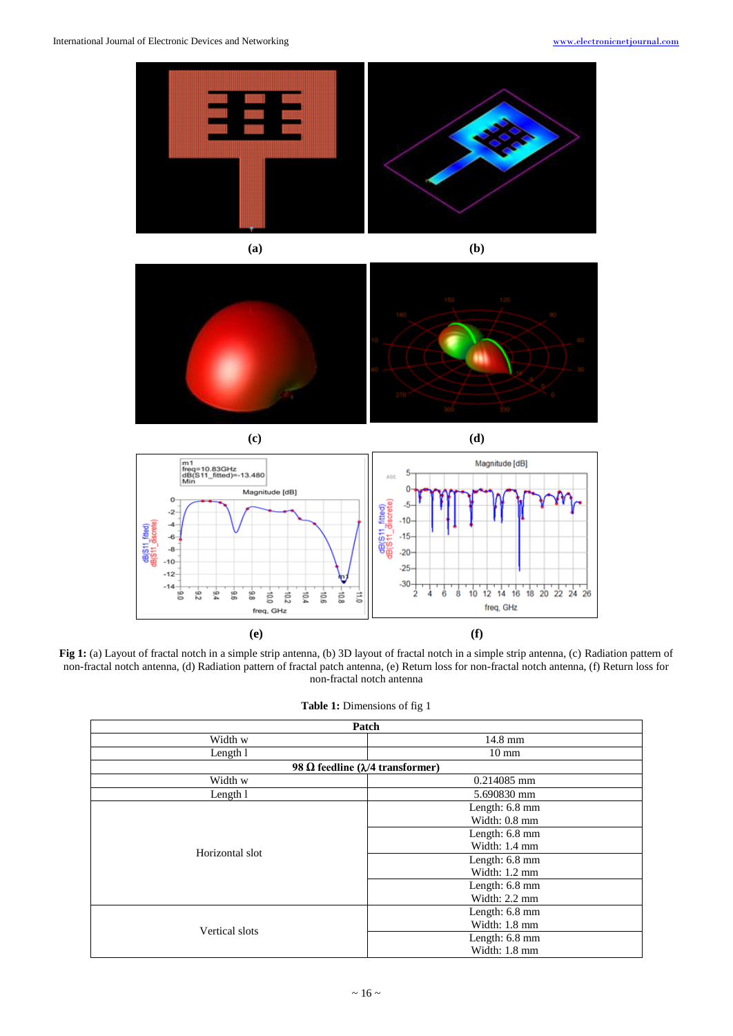**Fig 1:** (a) Layout of fractal notch in a simple strip antenna, (b) 3D layout of fractal notch in a simple strip antenna, (c) Radiation pattern of non-fractal notch antenna, (d) Radiation pattern of fractal patch antenna, (e) Return loss for non-fractal notch antenna, (f) Return loss for non-fractal notch antenna

**Table 1:** Dimensions of fig 1

| Patch | |
|---|---|
| Width w | 14.8 mm |
| Length l | 10 mm |
| **98 Ω feedline (λ/4 transformer)** | |
| Width w | 0.214085 mm |
| Length l | 5.690830 mm |
| Horizontal slot | Length: 6.8 mm<br>Width: 0.8 mm |
| | Length: 6.8 mm<br>Width: 1.4 mm |
| | Length: 6.8 mm<br>Width: 1.2 mm |
| | Length: 6.8 mm<br>Width: 2.2 mm |
| Vertical slots | Length: 6.8 mm<br>Width: 1.8 mm |
| | Length: 6.8 mm<br>Width: 1.8 mm |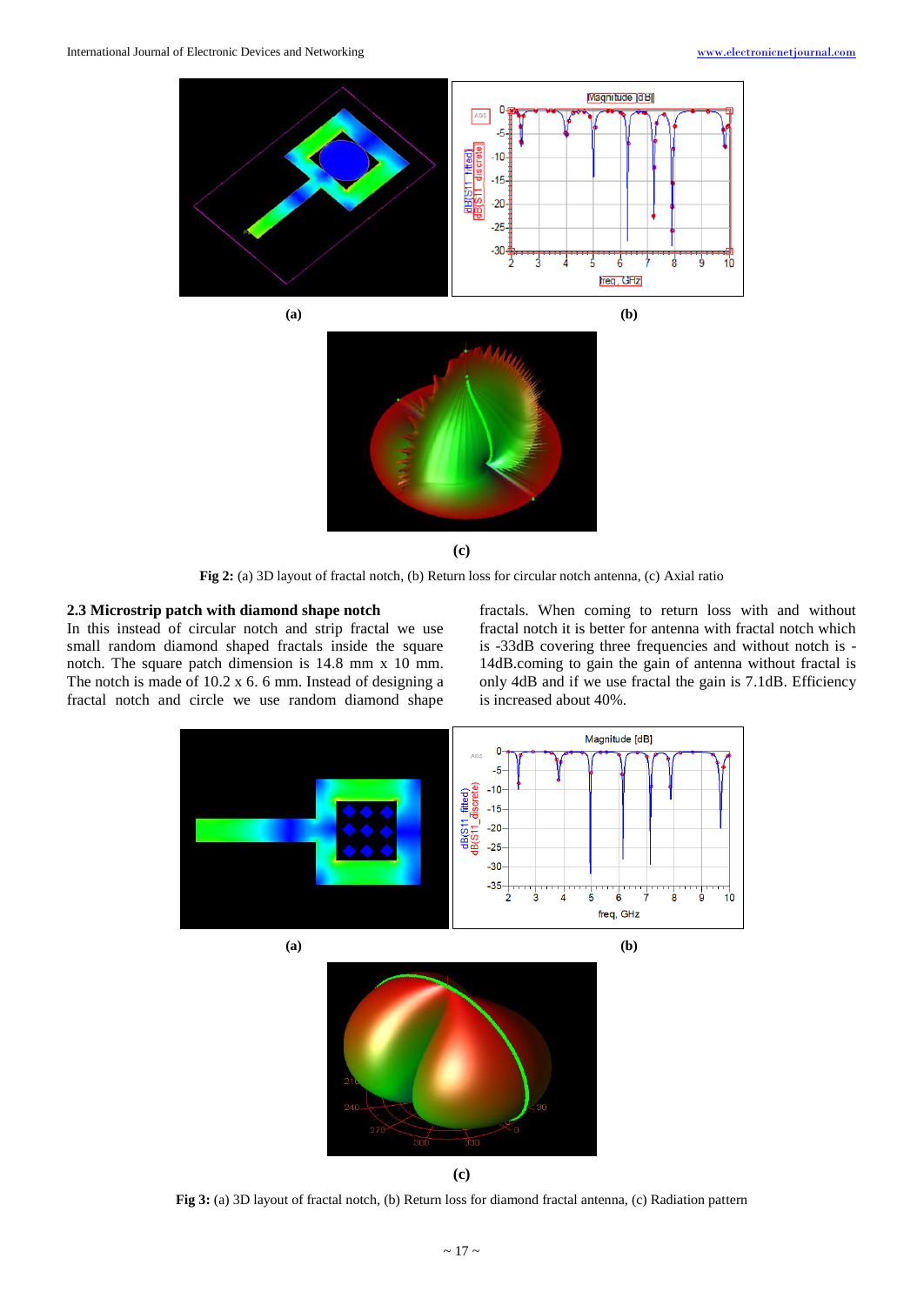**(a)** **(b)**

**(c)**

**Fig 2:** (a) 3D layout of fractal notch, (b) Return loss for circular notch antenna, (c) Axial ratio

### 2.3 Microstrip patch with diamond shape notch

In this instead of circular notch and strip fractal we use small random diamond shaped fractals inside the square notch. The square patch dimension is 14.8 mm x 10 mm. The notch is made of 10.2 x 6. 6 mm. Instead of designing a fractal notch and circle we use random diamond shape fractals. When coming to return loss with and without fractal notch it is better for antenna with fractal notch which is -33dB covering three frequencies and without notch is -14dB.coming to gain the gain of antenna without fractal is only 4dB and if we use fractal the gain is 7.1dB. Efficiency is increased about 40%.

**(a)** **(b)**

**(c)**

**Fig 3:** (a) 3D layout of fractal notch, (b) Return loss for diamond fractal antenna, (c) Radiation pattern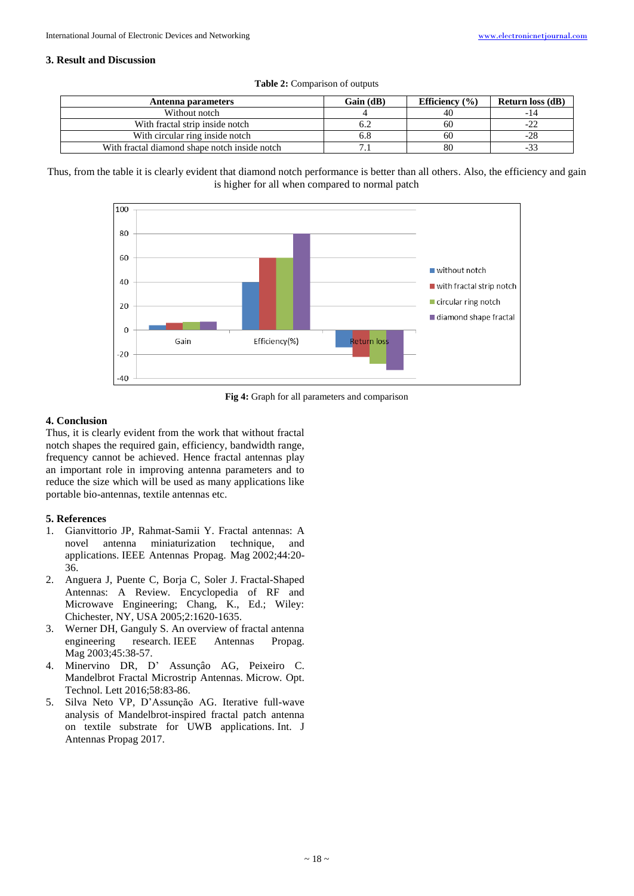## 3. Result and Discussion

**Table 2:** Comparison of outputs

| Antenna parameters | Gain (dB) | Efficiency (%) | Return loss (dB) |
|---|---|---|---|
| Without notch | 4 | 40 | -14 |
| With fractal strip inside notch | 6.2 | 60 | -22 |
| With circular ring inside notch | 6.8 | 60 | -28 |
| With fractal diamond shape notch inside notch | 7.1 | 80 | -33 |

Thus, from the table it is clearly evident that diamond notch performance is better than all others. Also, the efficiency and gain is higher for all when compared to normal patch

100
80
60
40
20
0
-20
-40

Gain
Efficiency(%)
Return loss

without notch
with fractal strip notch
circular ring notch
diamond shape fractal

**Fig 4:** Graph for all parameters and comparison

## 4. Conclusion

Thus, it is clearly evident from the work that without fractal notch shapes the required gain, efficiency, bandwidth range, frequency cannot be achieved. Hence fractal antennas play an important role in improving antenna parameters and to reduce the size which will be used as many applications like portable bio-antennas, textile antennas etc.

## 5. References

1. Gianvittorio JP, Rahmat-Samii Y. Fractal antennas: A novel antenna miniaturization technique, and applications. IEEE Antennas Propag. Mag 2002;44:20-36.
2. Anguera J, Puente C, Borja C, Soler J. Fractal-Shaped Antennas: A Review. Encyclopedia of RF and Microwave Engineering; Chang, K., Ed.; Wiley: Chichester, NY, USA 2005;2:1620-1635.
3. Werner DH, Ganguly S. An overview of fractal antenna engineering research. IEEE Antennas Propag. Mag 2003;45:38-57.
4. Minervino DR, D' Assunçâo AG, Peixeiro C. Mandelbrot Fractal Microstrip Antennas. Microw. Opt. Technol. Lett 2016;58:83-86.
5. Silva Neto VP, D'Assunção AG. Iterative full-wave analysis of Mandelbrot-inspired fractal patch antenna on textile substrate for UWB applications. Int. J Antennas Propag 2017.